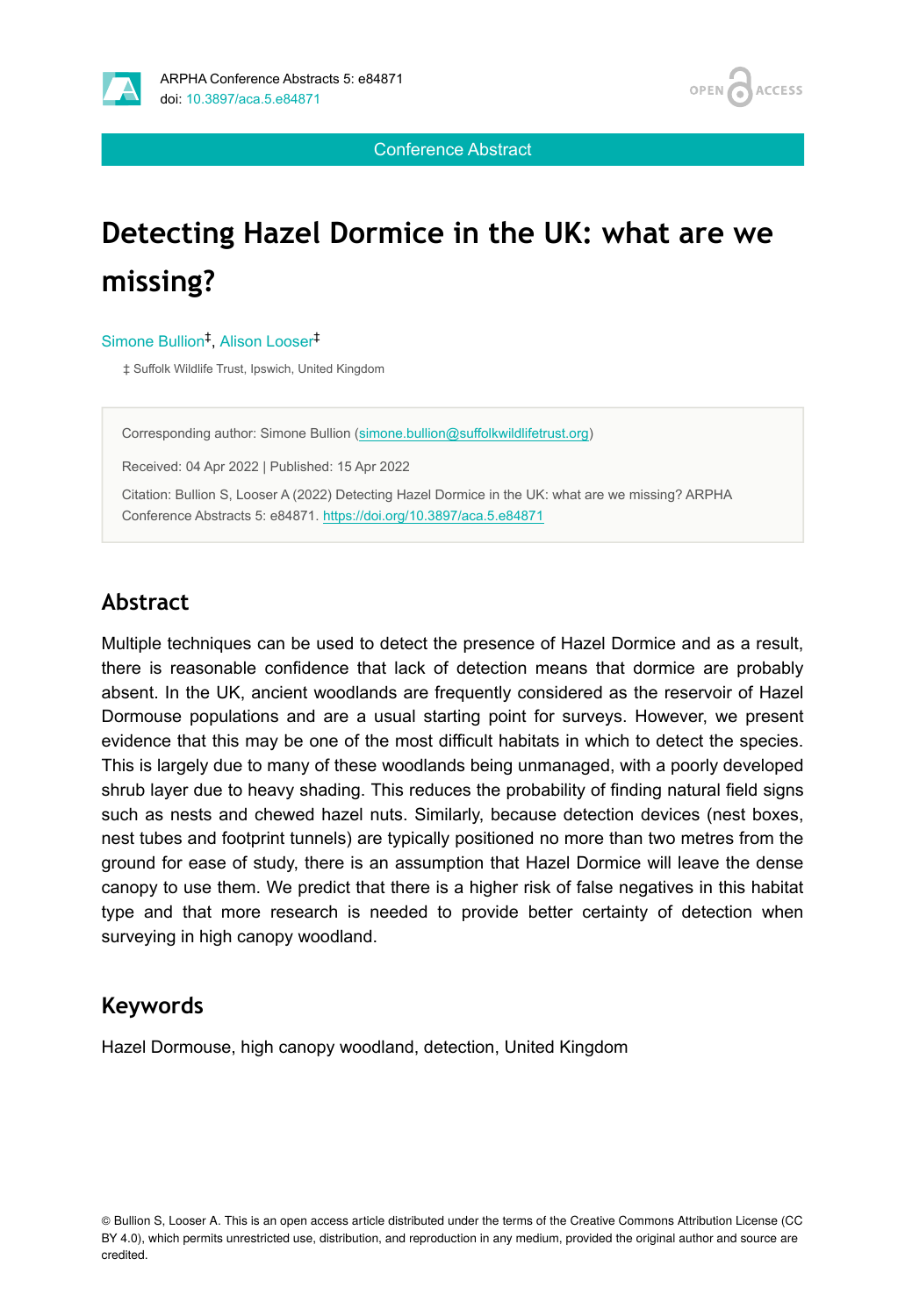Conference Abstract

# Detecting Hazel Dormice in the UK: what are we missing?

Simone Bullion[‡], Alison Looser[‡]

‡ Suffolk Wildlife Trust, Ipswich, United Kingdom

Corresponding author: Simone Bullion (simone.bullion@suffolkwildlifetrust.org)

Received: 04 Apr 2022 | Published: 15 Apr 2022

Citation: Bullion S, Looser A (2022) Detecting Hazel Dormice in the UK: what are we missing? ARPHA Conference Abstracts 5: e84871. https://doi.org/10.3897/aca.5.e84871

## Abstract

Multiple techniques can be used to detect the presence of Hazel Dormice and as a result, there is reasonable confidence that lack of detection means that dormice are probably absent. In the UK, ancient woodlands are frequently considered as the reservoir of Hazel Dormouse populations and are a usual starting point for surveys. However, we present evidence that this may be one of the most difficult habitats in which to detect the species. This is largely due to many of these woodlands being unmanaged, with a poorly developed shrub layer due to heavy shading. This reduces the probability of finding natural field signs such as nests and chewed hazel nuts. Similarly, because detection devices (nest boxes, nest tubes and footprint tunnels) are typically positioned no more than two metres from the ground for ease of study, there is an assumption that Hazel Dormice will leave the dense canopy to use them. We predict that there is a higher risk of false negatives in this habitat type and that more research is needed to provide better certainty of detection when surveying in high canopy woodland.

## Keywords

Hazel Dormouse, high canopy woodland, detection, United Kingdom

© Bullion S, Looser A. This is an open access article distributed under the terms of the Creative Commons Attribution License (CC BY 4.0), which permits unrestricted use, distribution, and reproduction in any medium, provided the original author and source are credited.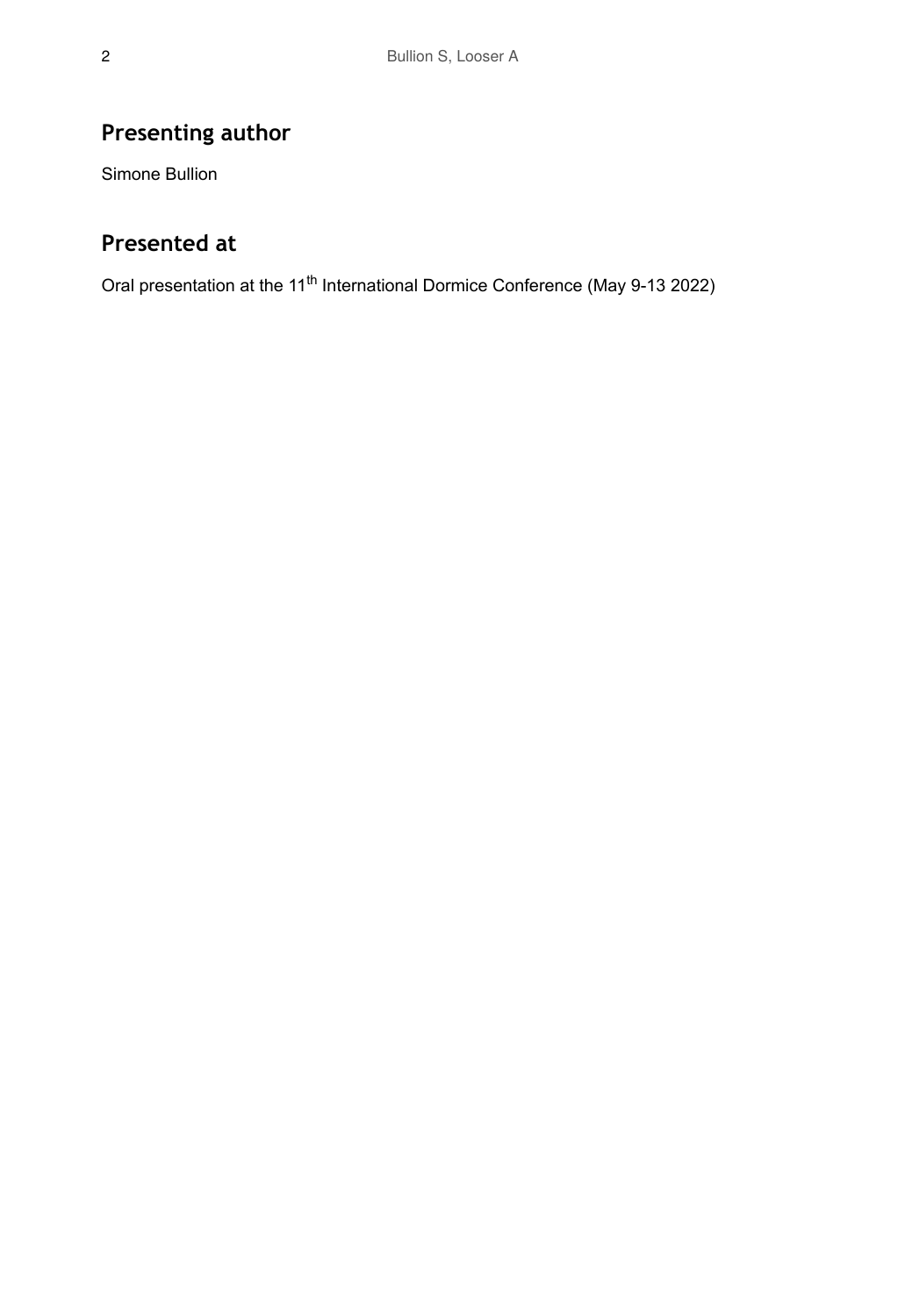## Presenting author

Simone Bullion

## Presented at

Oral presentation at the 11th International Dormice Conference (May 9-13 2022)